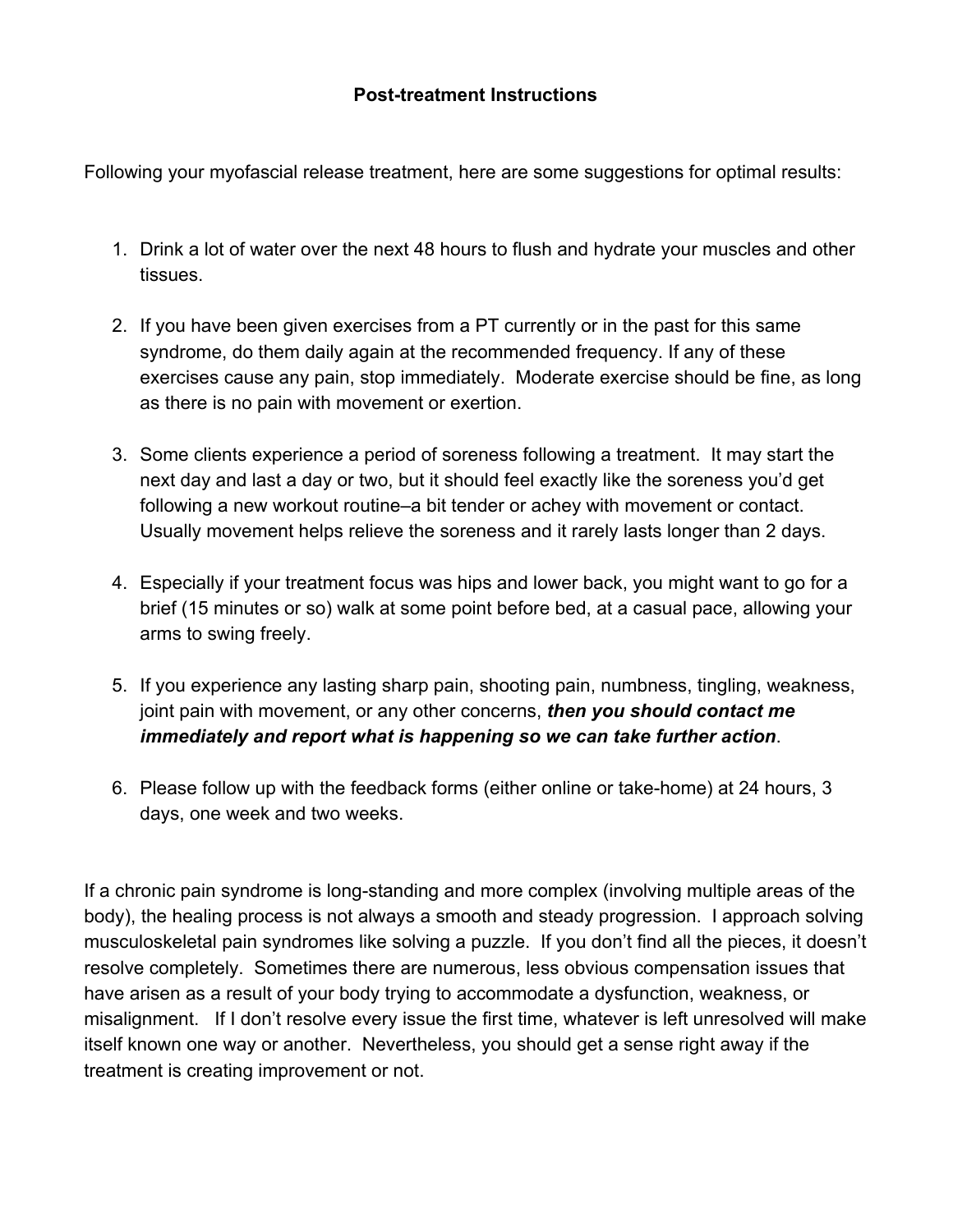# Post-treatment Instructions

Following your myofascial release treatment, here are some suggestions for optimal results:

1. Drink a lot of water over the next 48 hours to flush and hydrate your muscles and other tissues.

2. If you have been given exercises from a PT currently or in the past for this same syndrome, do them daily again at the recommended frequency. If any of these exercises cause any pain, stop immediately. Moderate exercise should be fine, as long as there is no pain with movement or exertion.

3. Some clients experience a period of soreness following a treatment. It may start the next day and last a day or two, but it should feel exactly like the soreness you'd get following a new workout routine–a bit tender or achey with movement or contact. Usually movement helps relieve the soreness and it rarely lasts longer than 2 days.

4. Especially if your treatment focus was hips and lower back, you might want to go for a brief (15 minutes or so) walk at some point before bed, at a casual pace, allowing your arms to swing freely.

5. If you experience any lasting sharp pain, shooting pain, numbness, tingling, weakness, joint pain with movement, or any other concerns, ***then you should contact me immediately and report what is happening so we can take further action***.

6. Please follow up with the feedback forms (either online or take-home) at 24 hours, 3 days, one week and two weeks.

If a chronic pain syndrome is long-standing and more complex (involving multiple areas of the body), the healing process is not always a smooth and steady progression. I approach solving musculoskeletal pain syndromes like solving a puzzle. If you don't find all the pieces, it doesn't resolve completely. Sometimes there are numerous, less obvious compensation issues that have arisen as a result of your body trying to accommodate a dysfunction, weakness, or misalignment. If I don't resolve every issue the first time, whatever is left unresolved will make itself known one way or another. Nevertheless, you should get a sense right away if the treatment is creating improvement or not.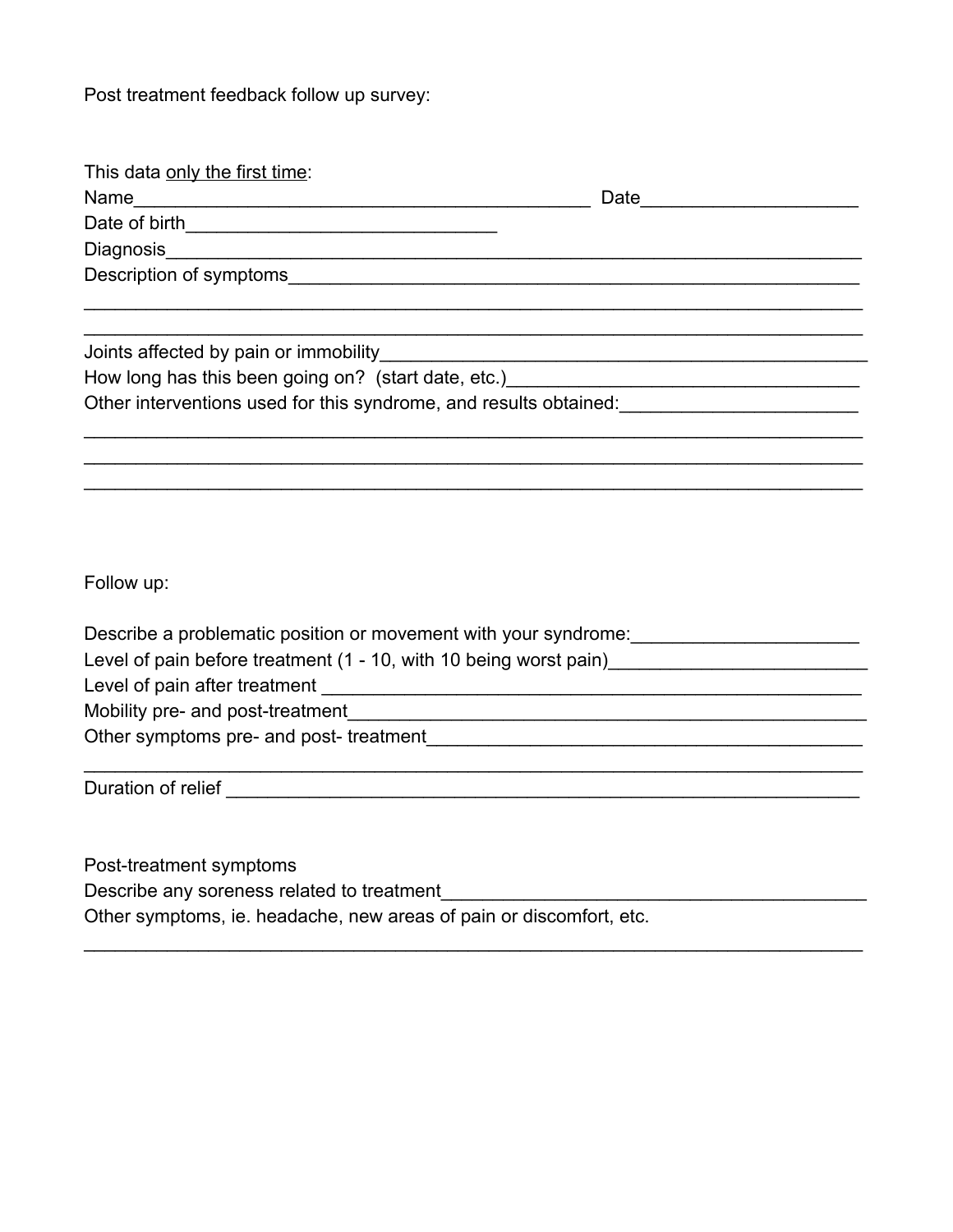Post treatment feedback follow up survey:

This data <u>only the first time</u>:

Name_____________________________________________ Date_____________________

Date of birth______________________________

Diagnosis____________________________________________________________________

Description of symptoms_______________________________________________________

_____________________________________________________________________________

_____________________________________________________________________________

Joints affected by pain or immobility_____________________________________________

How long has this been going on? (start date, etc.)___________________________________

Other interventions used for this syndrome, and results obtained:______________________

_____________________________________________________________________________

_____________________________________________________________________________

_____________________________________________________________________________

Follow up:

Describe a problematic position or movement with your syndrome:_____________________

Level of pain before treatment (1 - 10, with 10 being worst pain)_______________________

Level of pain after treatment ___________________________________________________

Mobility pre- and post-treatment_________________________________________________

Other symptoms pre- and post- treatment__________________________________________

_____________________________________________________________________________

Duration of relief ______________________________________________________________

Post-treatment symptoms

Describe any soreness related to treatment_________________________________________

Other symptoms, ie. headache, new areas of pain or discomfort, etc.

_____________________________________________________________________________